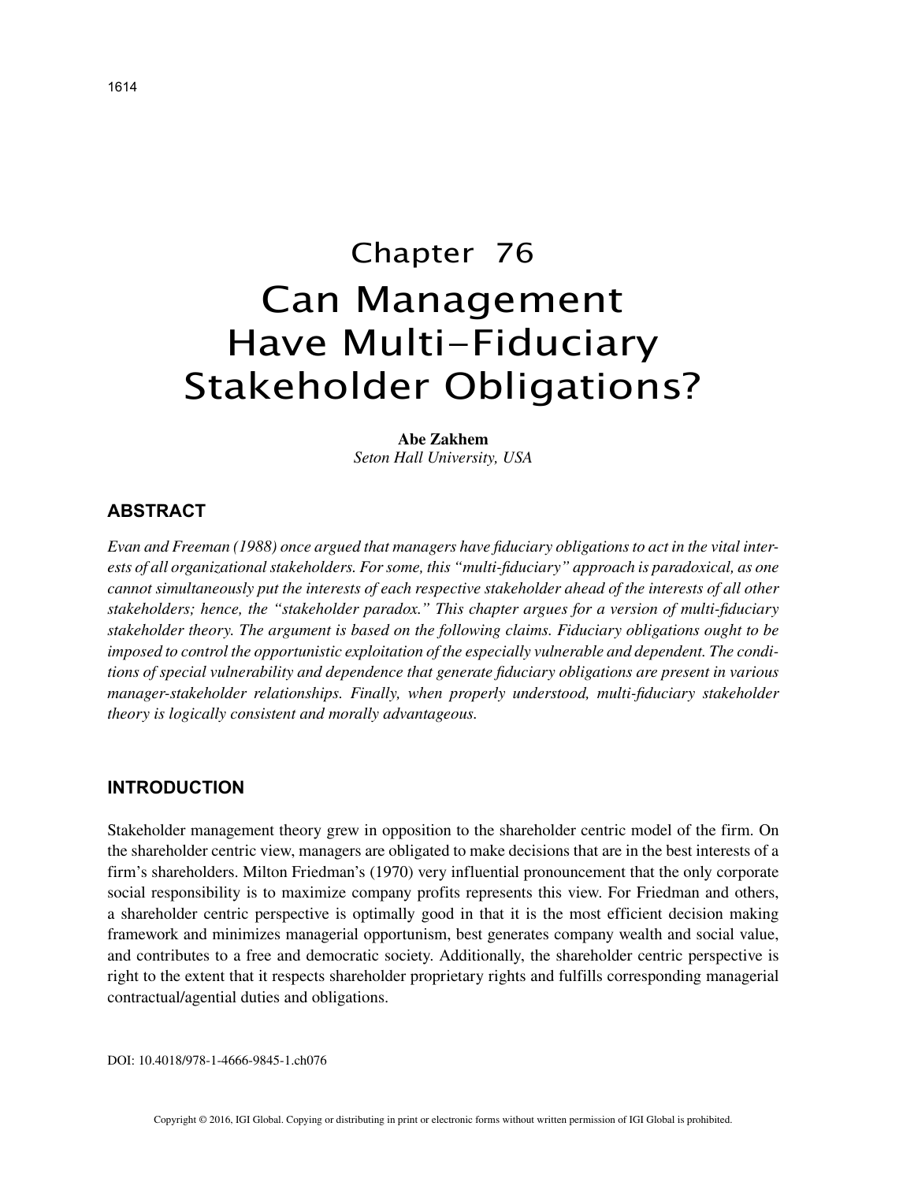# Chapter 76
# Can Management Have Multi-Fiduciary Stakeholder Obligations?

**Abe Zakhem**
*Seton Hall University, USA*

## ABSTRACT

*Evan and Freeman (1988) once argued that managers have fiduciary obligations to act in the vital interests of all organizational stakeholders. For some, this "multi-fiduciary" approach is paradoxical, as one cannot simultaneously put the interests of each respective stakeholder ahead of the interests of all other stakeholders; hence, the "stakeholder paradox." This chapter argues for a version of multi-fiduciary stakeholder theory. The argument is based on the following claims. Fiduciary obligations ought to be imposed to control the opportunistic exploitation of the especially vulnerable and dependent. The conditions of special vulnerability and dependence that generate fiduciary obligations are present in various manager-stakeholder relationships. Finally, when properly understood, multi-fiduciary stakeholder theory is logically consistent and morally advantageous.*

## INTRODUCTION

Stakeholder management theory grew in opposition to the shareholder centric model of the firm. On the shareholder centric view, managers are obligated to make decisions that are in the best interests of a firm's shareholders. Milton Friedman's (1970) very influential pronouncement that the only corporate social responsibility is to maximize company profits represents this view. For Friedman and others, a shareholder centric perspective is optimally good in that it is the most efficient decision making framework and minimizes managerial opportunism, best generates company wealth and social value, and contributes to a free and democratic society. Additionally, the shareholder centric perspective is right to the extent that it respects shareholder proprietary rights and fulfills corresponding managerial contractual/agential duties and obligations.

DOI: 10.4018/978-1-4666-9845-1.ch076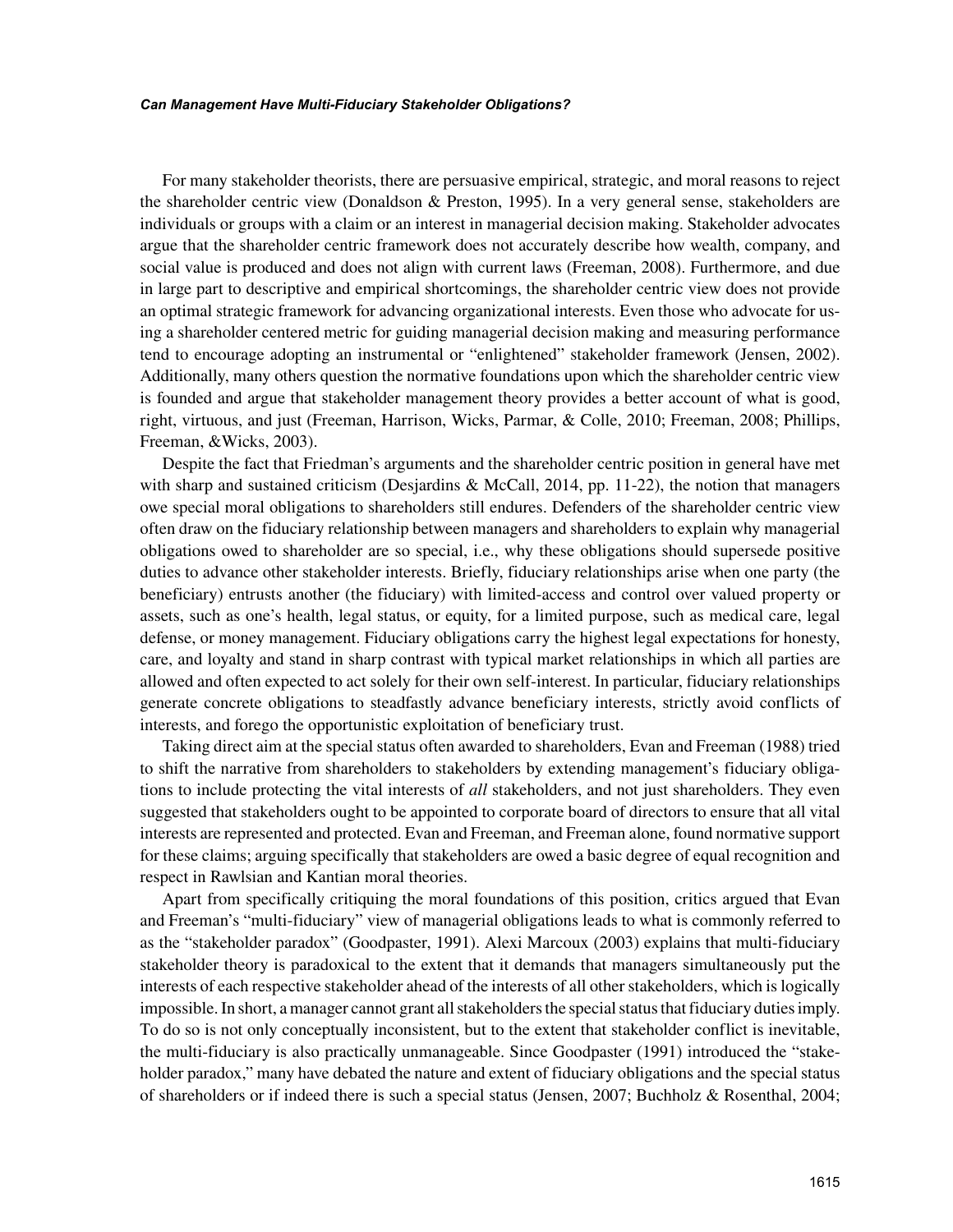For many stakeholder theorists, there are persuasive empirical, strategic, and moral reasons to reject the shareholder centric view (Donaldson & Preston, 1995). In a very general sense, stakeholders are individuals or groups with a claim or an interest in managerial decision making. Stakeholder advocates argue that the shareholder centric framework does not accurately describe how wealth, company, and social value is produced and does not align with current laws (Freeman, 2008). Furthermore, and due in large part to descriptive and empirical shortcomings, the shareholder centric view does not provide an optimal strategic framework for advancing organizational interests. Even those who advocate for using a shareholder centered metric for guiding managerial decision making and measuring performance tend to encourage adopting an instrumental or "enlightened" stakeholder framework (Jensen, 2002). Additionally, many others question the normative foundations upon which the shareholder centric view is founded and argue that stakeholder management theory provides a better account of what is good, right, virtuous, and just (Freeman, Harrison, Wicks, Parmar, & Colle, 2010; Freeman, 2008; Phillips, Freeman, &Wicks, 2003).

Despite the fact that Friedman's arguments and the shareholder centric position in general have met with sharp and sustained criticism (Desjardins & McCall, 2014, pp. 11-22), the notion that managers owe special moral obligations to shareholders still endures. Defenders of the shareholder centric view often draw on the fiduciary relationship between managers and shareholders to explain why managerial obligations owed to shareholder are so special, i.e., why these obligations should supersede positive duties to advance other stakeholder interests. Briefly, fiduciary relationships arise when one party (the beneficiary) entrusts another (the fiduciary) with limited-access and control over valued property or assets, such as one's health, legal status, or equity, for a limited purpose, such as medical care, legal defense, or money management. Fiduciary obligations carry the highest legal expectations for honesty, care, and loyalty and stand in sharp contrast with typical market relationships in which all parties are allowed and often expected to act solely for their own self-interest. In particular, fiduciary relationships generate concrete obligations to steadfastly advance beneficiary interests, strictly avoid conflicts of interests, and forego the opportunistic exploitation of beneficiary trust.

Taking direct aim at the special status often awarded to shareholders, Evan and Freeman (1988) tried to shift the narrative from shareholders to stakeholders by extending management's fiduciary obligations to include protecting the vital interests of *all* stakeholders, and not just shareholders. They even suggested that stakeholders ought to be appointed to corporate board of directors to ensure that all vital interests are represented and protected. Evan and Freeman, and Freeman alone, found normative support for these claims; arguing specifically that stakeholders are owed a basic degree of equal recognition and respect in Rawlsian and Kantian moral theories.

Apart from specifically critiquing the moral foundations of this position, critics argued that Evan and Freeman's "multi-fiduciary" view of managerial obligations leads to what is commonly referred to as the "stakeholder paradox" (Goodpaster, 1991). Alexi Marcoux (2003) explains that multi-fiduciary stakeholder theory is paradoxical to the extent that it demands that managers simultaneously put the interests of each respective stakeholder ahead of the interests of all other stakeholders, which is logically impossible. In short, a manager cannot grant all stakeholders the special status that fiduciary duties imply. To do so is not only conceptually inconsistent, but to the extent that stakeholder conflict is inevitable, the multi-fiduciary is also practically unmanageable. Since Goodpaster (1991) introduced the "stakeholder paradox," many have debated the nature and extent of fiduciary obligations and the special status of shareholders or if indeed there is such a special status (Jensen, 2007; Buchholz & Rosenthal, 2004;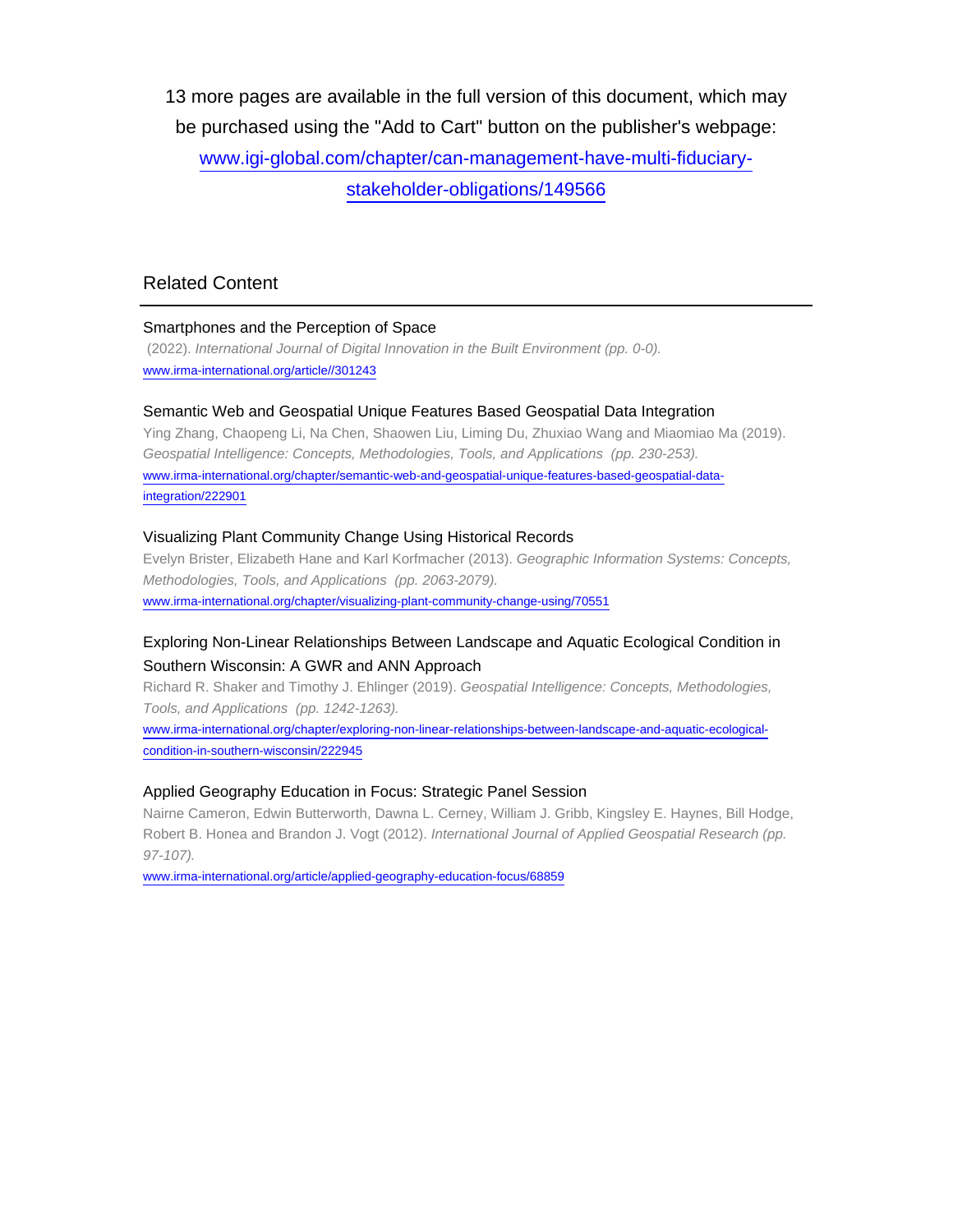13 more pages are available in the full version of this document, which may be purchased using the "Add to Cart" button on the publisher's webpage: www.igi-global.com/chapter/can-management-have-multi-fiduciary-stakeholder-obligations/149566

## Related Content

Smartphones and the Perception of Space
(2022). *International Journal of Digital Innovation in the Built Environment (pp. 0-0).*
www.irma-international.org/article//301243

Semantic Web and Geospatial Unique Features Based Geospatial Data Integration
Ying Zhang, Chaopeng Li, Na Chen, Shaowen Liu, Liming Du, Zhuxiao Wang and Miaomiao Ma (2019). *Geospatial Intelligence: Concepts, Methodologies, Tools, and Applications (pp. 230-253).*
www.irma-international.org/chapter/semantic-web-and-geospatial-unique-features-based-geospatial-data-integration/222901

Visualizing Plant Community Change Using Historical Records
Evelyn Brister, Elizabeth Hane and Karl Korfmacher (2013). *Geographic Information Systems: Concepts, Methodologies, Tools, and Applications (pp. 2063-2079).*
www.irma-international.org/chapter/visualizing-plant-community-change-using/70551

Exploring Non-Linear Relationships Between Landscape and Aquatic Ecological Condition in Southern Wisconsin: A GWR and ANN Approach
Richard R. Shaker and Timothy J. Ehlinger (2019). *Geospatial Intelligence: Concepts, Methodologies, Tools, and Applications (pp. 1242-1263).*
www.irma-international.org/chapter/exploring-non-linear-relationships-between-landscape-and-aquatic-ecological-condition-in-southern-wisconsin/222945

Applied Geography Education in Focus: Strategic Panel Session
Nairne Cameron, Edwin Butterworth, Dawna L. Cerney, William J. Gribb, Kingsley E. Haynes, Bill Hodge, Robert B. Honea and Brandon J. Vogt (2012). *International Journal of Applied Geospatial Research (pp. 97-107).*
www.irma-international.org/article/applied-geography-education-focus/68859